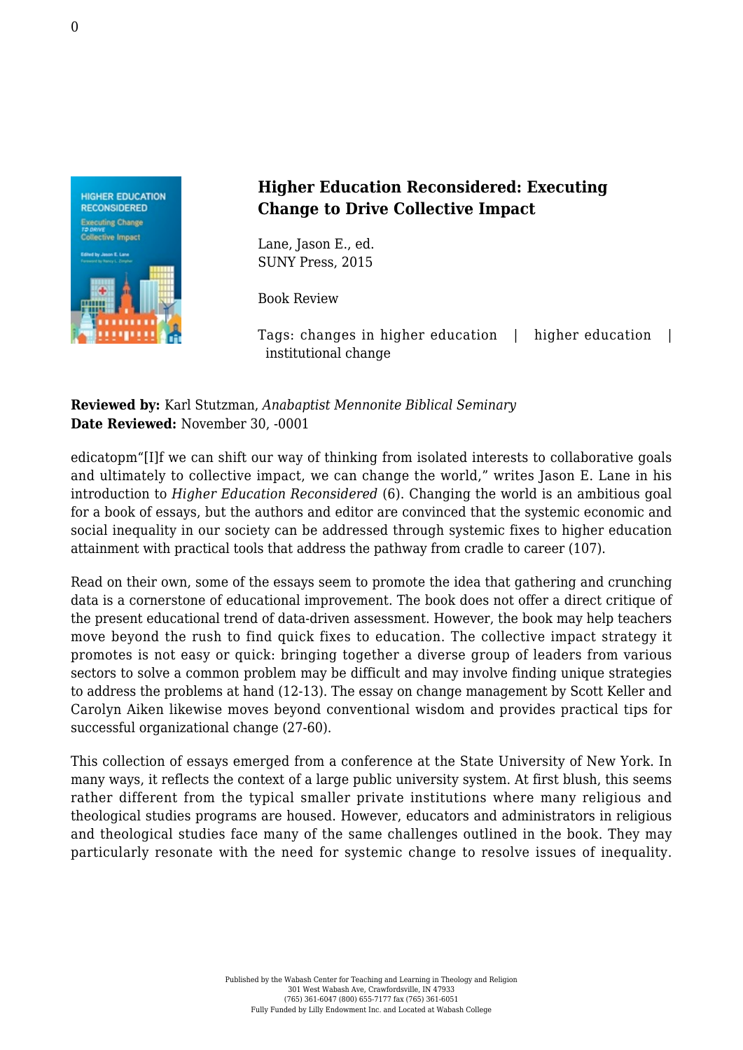## Higher Education Reconsidered: Executing Change to Drive Collective Impact

Lane, Jason E., ed.
SUNY Press, 2015

Book Review

Tags: changes in higher education | higher education | institutional change

**Reviewed by:** Karl Stutzman, *Anabaptist Mennonite Biblical Seminary*
**Date Reviewed:** November 30, -0001

edicatopm"[I]f we can shift our way of thinking from isolated interests to collaborative goals and ultimately to collective impact, we can change the world," writes Jason E. Lane in his introduction to *Higher Education Reconsidered* (6). Changing the world is an ambitious goal for a book of essays, but the authors and editor are convinced that the systemic economic and social inequality in our society can be addressed through systemic fixes to higher education attainment with practical tools that address the pathway from cradle to career (107).

Read on their own, some of the essays seem to promote the idea that gathering and crunching data is a cornerstone of educational improvement. The book does not offer a direct critique of the present educational trend of data-driven assessment. However, the book may help teachers move beyond the rush to find quick fixes to education. The collective impact strategy it promotes is not easy or quick: bringing together a diverse group of leaders from various sectors to solve a common problem may be difficult and may involve finding unique strategies to address the problems at hand (12-13). The essay on change management by Scott Keller and Carolyn Aiken likewise moves beyond conventional wisdom and provides practical tips for successful organizational change (27-60).

This collection of essays emerged from a conference at the State University of New York. In many ways, it reflects the context of a large public university system. At first blush, this seems rather different from the typical smaller private institutions where many religious and theological studies programs are housed. However, educators and administrators in religious and theological studies face many of the same challenges outlined in the book. They may particularly resonate with the need for systemic change to resolve issues of inequality.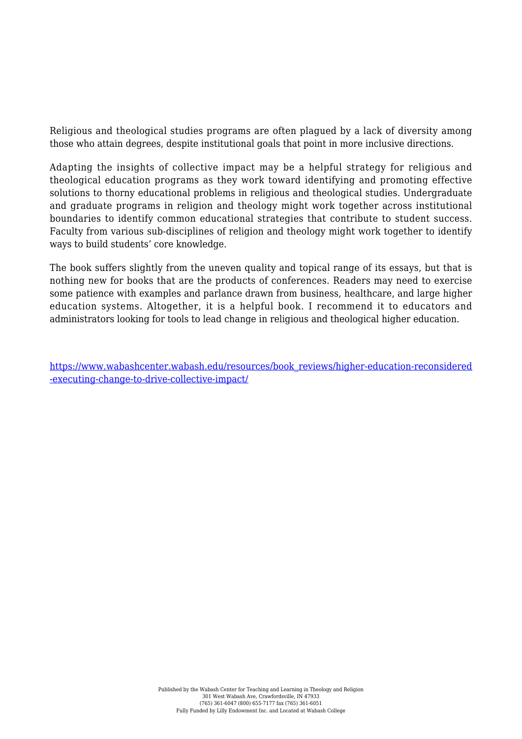Religious and theological studies programs are often plagued by a lack of diversity among those who attain degrees, despite institutional goals that point in more inclusive directions.

Adapting the insights of collective impact may be a helpful strategy for religious and theological education programs as they work toward identifying and promoting effective solutions to thorny educational problems in religious and theological studies. Undergraduate and graduate programs in religion and theology might work together across institutional boundaries to identify common educational strategies that contribute to student success. Faculty from various sub-disciplines of religion and theology might work together to identify ways to build students' core knowledge.

The book suffers slightly from the uneven quality and topical range of its essays, but that is nothing new for books that are the products of conferences. Readers may need to exercise some patience with examples and parlance drawn from business, healthcare, and large higher education systems. Altogether, it is a helpful book. I recommend it to educators and administrators looking for tools to lead change in religious and theological higher education.

https://www.wabashcenter.wabash.edu/resources/book_reviews/higher-education-reconsidered-executing-change-to-drive-collective-impact/

Published by the Wabash Center for Teaching and Learning in Theology and Religion
301 West Wabash Ave, Crawfordsville, IN 47933
(765) 361-6047 (800) 655-7177 fax (765) 361-6051
Fully Funded by Lilly Endowment Inc. and Located at Wabash College